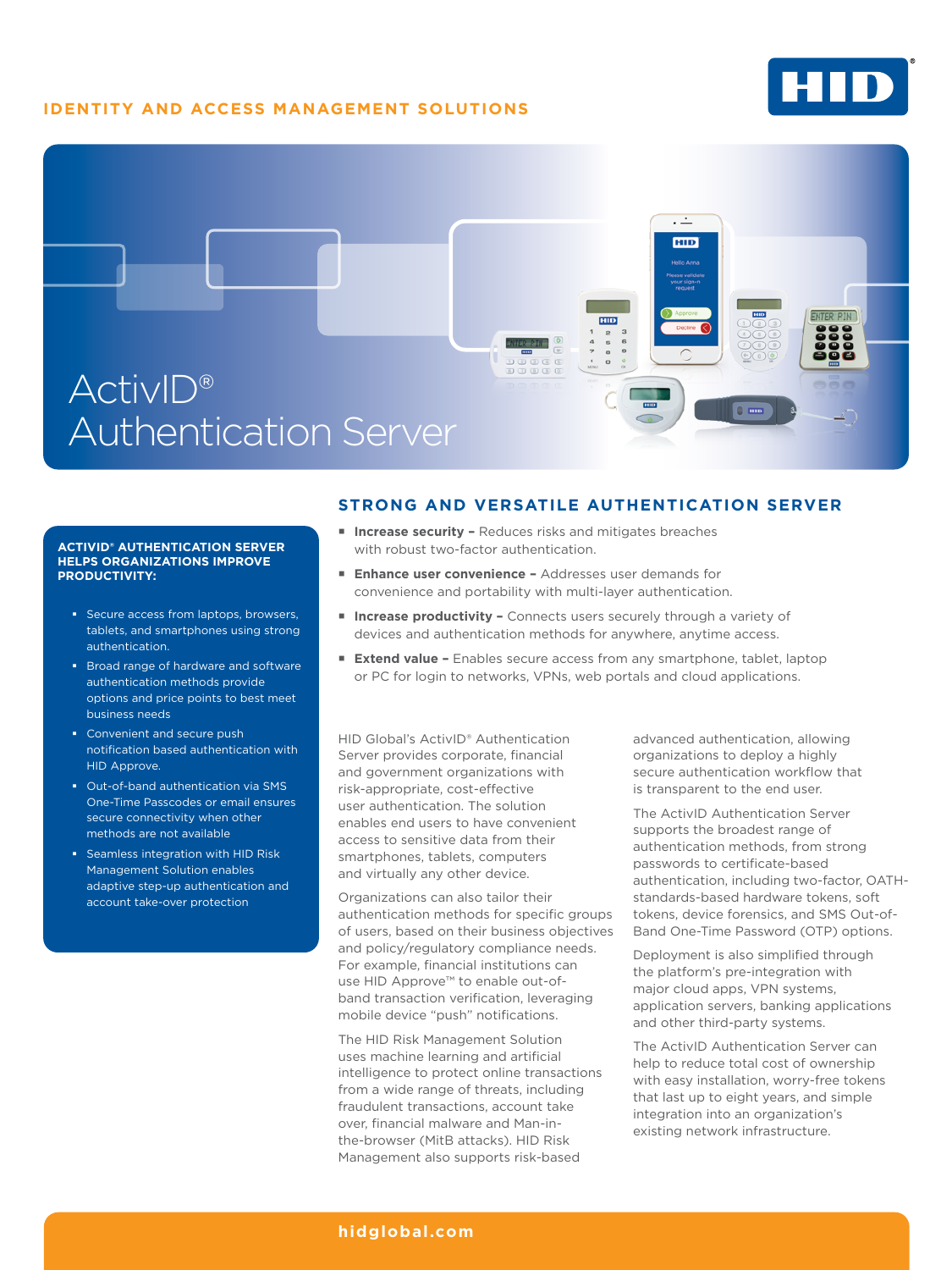IDENTITY AND ACCESS MANAGEMENT SOLUTIONS

# ActivID® Authentication Server

## STRONG AND VERSATILE AUTHENTICATION SERVER

- **Increase security –** Reduces risks and mitigates breaches with robust two-factor authentication.
- **Enhance user convenience –** Addresses user demands for convenience and portability with multi-layer authentication.
- **Increase productivity –** Connects users securely through a variety of devices and authentication methods for anywhere, anytime access.
- **Extend value –** Enables secure access from any smartphone, tablet, laptop or PC for login to networks, VPNs, web portals and cloud applications.

**ACTIVID® AUTHENTICATION SERVER HELPS ORGANIZATIONS IMPROVE PRODUCTIVITY:**

- Secure access from laptops, browsers, tablets, and smartphones using strong authentication.
- Broad range of hardware and software authentication methods provide options and price points to best meet business needs
- Convenient and secure push notification based authentication with HID Approve.
- Out-of-band authentication via SMS One-Time Passcodes or email ensures secure connectivity when other methods are not available
- Seamless integration with HID Risk Management Solution enables adaptive step-up authentication and account take-over protection

HID Global's ActivID® Authentication Server provides corporate, financial and government organizations with risk-appropriate, cost-effective user authentication. The solution enables end users to have convenient access to sensitive data from their smartphones, tablets, computers and virtually any other device.

Organizations can also tailor their authentication methods for specific groups of users, based on their business objectives and policy/regulatory compliance needs. For example, financial institutions can use HID Approve™ to enable out-of-band transaction verification, leveraging mobile device "push" notifications.

The HID Risk Management Solution uses machine learning and artificial intelligence to protect online transactions from a wide range of threats, including fraudulent transactions, account take over, financial malware and Man-in-the-browser (MitB attacks). HID Risk Management also supports risk-based advanced authentication, allowing organizations to deploy a highly secure authentication workflow that is transparent to the end user.

The ActivID Authentication Server supports the broadest range of authentication methods, from strong passwords to certificate-based authentication, including two-factor, OATH-standards-based hardware tokens, soft tokens, device forensics, and SMS Out-of-Band One-Time Password (OTP) options.

Deployment is also simplified through the platform's pre-integration with major cloud apps, VPN systems, application servers, banking applications and other third-party systems.

The ActivID Authentication Server can help to reduce total cost of ownership with easy installation, worry-free tokens that last up to eight years, and simple integration into an organization's existing network infrastructure.

hidglobal.com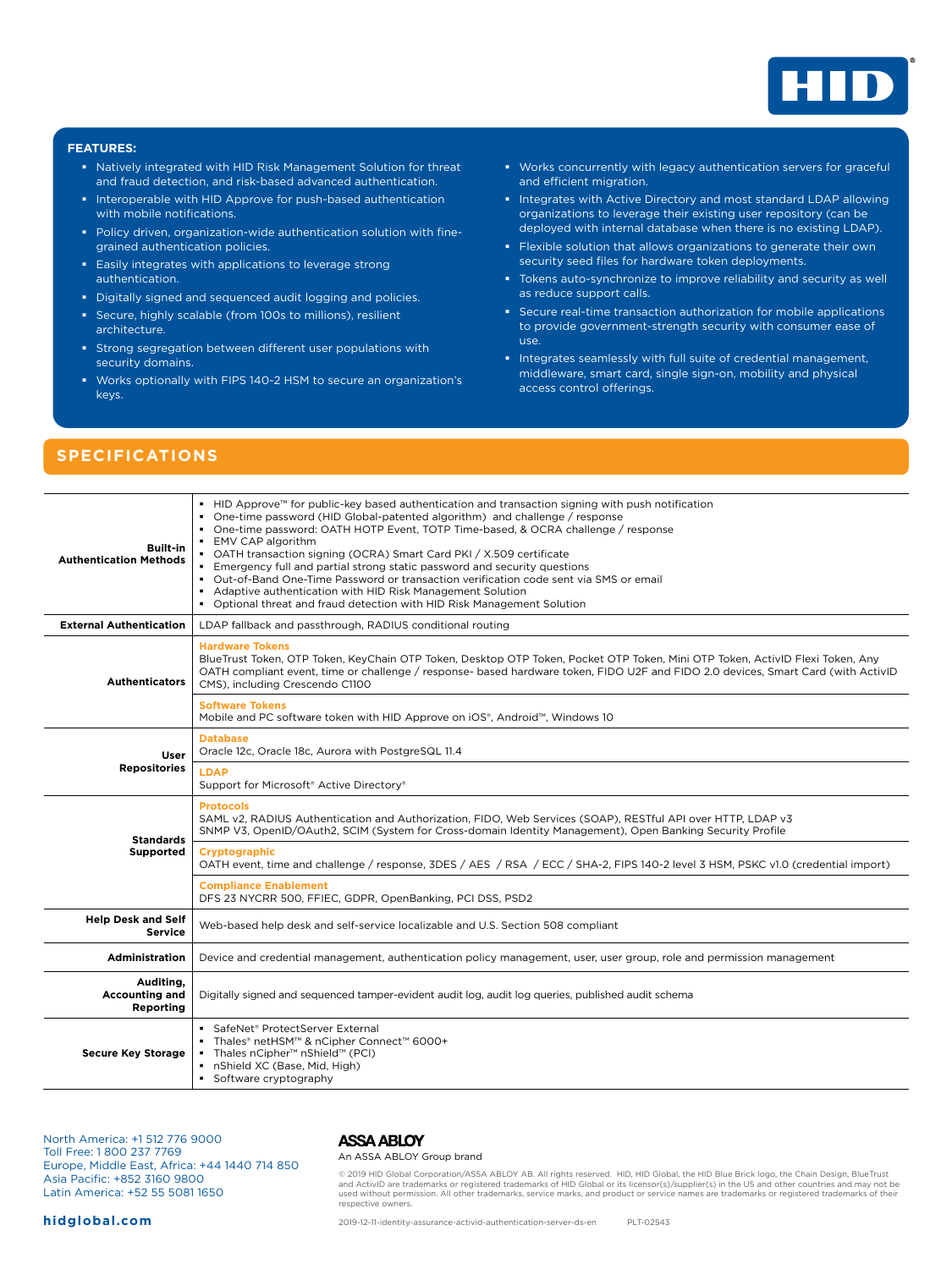## FEATURES:

- Natively integrated with HID Risk Management Solution for threat and fraud detection, and risk-based advanced authentication.
- Interoperable with HID Approve for push-based authentication with mobile notifications.
- Policy driven, organization-wide authentication solution with fine-grained authentication policies.
- Easily integrates with applications to leverage strong authentication.
- Digitally signed and sequenced audit logging and policies.
- Secure, highly scalable (from 100s to millions), resilient architecture.
- Strong segregation between different user populations with security domains.
- Works optionally with FIPS 140-2 HSM to secure an organization's keys.
- Works concurrently with legacy authentication servers for graceful and efficient migration.
- Integrates with Active Directory and most standard LDAP allowing organizations to leverage their existing user repository (can be deployed with internal database when there is no existing LDAP).
- Flexible solution that allows organizations to generate their own security seed files for hardware token deployments.
- Tokens auto-synchronize to improve reliability and security as well as reduce support calls.
- Secure real-time transaction authorization for mobile applications to provide government-strength security with consumer ease of use.
- Integrates seamlessly with full suite of credential management, middleware, smart card, single sign-on, mobility and physical access control offerings.

## SPECIFICATIONS

| | |
|---|---|
| **Built-in Authentication Methods** | ▪ HID Approve™ for public-key based authentication and transaction signing with push notification<br>▪ One-time password (HID Global-patented algorithm) and challenge / response<br>▪ One-time password: OATH HOTP Event, TOTP Time-based, & OCRA challenge / response<br>▪ EMV CAP algorithm<br>▪ OATH transaction signing (OCRA) Smart Card PKI / X.509 certificate<br>▪ Emergency full and partial strong static password and security questions<br>▪ Out-of-Band One-Time Password or transaction verification code sent via SMS or email<br>▪ Adaptive authentication with HID Risk Management Solution<br>▪ Optional threat and fraud detection with HID Risk Management Solution |
| **External Authentication** | LDAP fallback and passthrough, RADIUS conditional routing |
| **Authenticators** | **Hardware Tokens**<br>BlueTrust Token, OTP Token, KeyChain OTP Token, Desktop OTP Token, Pocket OTP Token, Mini OTP Token, ActivID Flexi Token, Any OATH compliant event, time or challenge / response- based hardware token, FIDO U2F and FIDO 2.0 devices, Smart Card (with ActivID CMS), including Crescendo C1100 |
| | **Software Tokens**<br>Mobile and PC software token with HID Approve on iOS®, Android™, Windows 10 |
| **User Repositories** | **Database**<br>Oracle 12c, Oracle 18c, Aurora with PostgreSQL 11.4 |
| | **LDAP**<br>Support for Microsoft® Active Directory® |
| **Standards Supported** | **Protocols**<br>SAML v2, RADIUS Authentication and Authorization, FIDO, Web Services (SOAP), RESTful API over HTTP, LDAP v3<br>SNMP V3, OpenID/OAuth2, SCIM (System for Cross-domain Identity Management), Open Banking Security Profile |
| | **Cryptographic**<br>OATH event, time and challenge / response, 3DES / AES / RSA / ECC / SHA-2, FIPS 140-2 level 3 HSM, PSKC v1.0 (credential import) |
| | **Compliance Enablement**<br>DFS 23 NYCRR 500, FFIEC, GDPR, OpenBanking, PCI DSS, PSD2 |
| **Help Desk and Self Service** | Web-based help desk and self-service localizable and U.S. Section 508 compliant |
| **Administration** | Device and credential management, authentication policy management, user, user group, role and permission management |
| **Auditing, Accounting and Reporting** | Digitally signed and sequenced tamper-evident audit log, audit log queries, published audit schema |
| **Secure Key Storage** | ▪ SafeNet® ProtectServer External<br>▪ Thales® netHSM™ & nCipher Connect™ 6000+<br>▪ Thales nCipher™ nShield™ (PCI)<br>▪ nShield XC (Base, Mid, High)<br>▪ Software cryptography |

North America: +1 512 776 9000
Toll Free: 1 800 237 7769
Europe, Middle East, Africa: +44 1440 714 850
Asia Pacific: +852 3160 9800
Latin America: +52 55 5081 1650

**hidglobal.com**

ASSA ABLOY
An ASSA ABLOY Group brand

© 2019 HID Global Corporation/ASSA ABLOY AB. All rights reserved. HID, HID Global, the HID Blue Brick logo, the Chain Design, BlueTrust and ActivID are trademarks or registered trademarks of HID Global or its licensor(s)/supplier(s) in the US and other countries and may not be used without permission. All other trademarks, service marks, and product or service names are trademarks or registered trademarks of their respective owners.

2019-12-11-identity-assurance-activid-authentication-server-ds-en PLT-02543